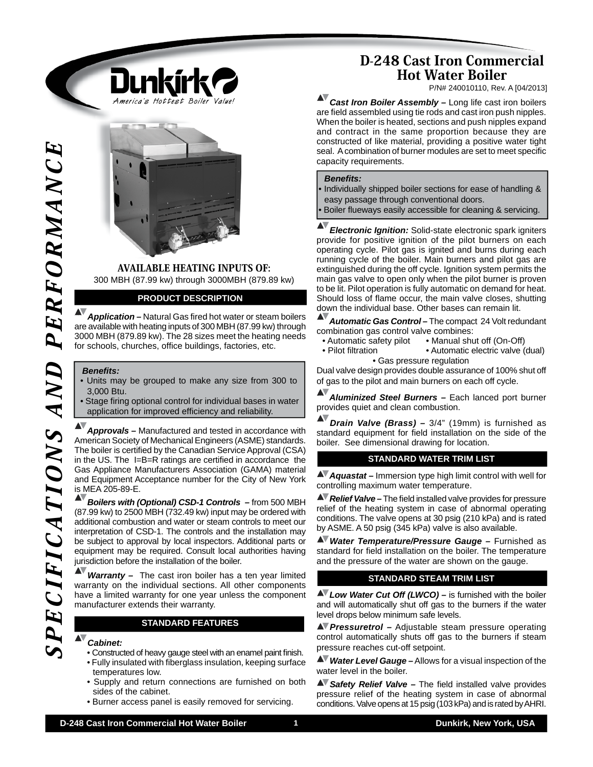# D-248 Cast Iron Commercial Hot Water Boiler

P/N# 240010110, Rev. A [04/2013]

Dunkirk
*America's Hottest Boiler Value!*

SPECIFICATIONS AND PERFORMANCE

## AVAILABLE HEATING INPUTS OF:

300 MBH (87.99 kw) through 3000MBH (879.89 kw)

## PRODUCT DESCRIPTION

***Application –*** Natural Gas fired hot water or steam boilers are available with heating inputs of 300 MBH (87.99 kw) through 3000 MBH (879.89 kw). The 28 sizes meet the heating needs for schools, churches, office buildings, factories, etc.

***Benefits:***

- Units may be grouped to make any size from 300 to 3,000 Btu.
- Stage firing optional control for individual bases in water application for improved efficiency and reliability.

***Approvals –*** Manufactured and tested in accordance with American Society of Mechanical Engineers (ASME) standards. The boiler is certified by the Canadian Service Approval (CSA) in the US. The I=B=R ratings are certified in accordance the Gas Appliance Manufacturers Association (GAMA) material and Equipment Acceptance number for the City of New York is MEA 205-89-E.

***Boilers with (Optional) CSD-1 Controls –*** from 500 MBH (87.99 kw) to 2500 MBH (732.49 kw) input may be ordered with additional combustion and water or steam controls to meet our interpretation of CSD-1. The controls and the installation may be subject to approval by local inspectors. Additional parts or equipment may be required. Consult local authorities having jurisdiction before the installation of the boiler.

***Warranty –*** The cast iron boiler has a ten year limited warranty on the individual sections. All other components have a limited warranty for one year unless the component manufacturer extends their warranty.

## STANDARD FEATURES

***Cabinet:***

- Constructed of heavy gauge steel with an enamel paint finish.
- Fully insulated with fiberglass insulation, keeping surface temperatures low.
- Supply and return connections are furnished on both sides of the cabinet.
- Burner access panel is easily removed for servicing.

***Cast Iron Boiler Assembly –*** Long life cast iron boilers are field assembled using tie rods and cast iron push nipples. When the boiler is heated, sections and push nipples expand and contract in the same proportion because they are constructed of like material, providing a positive water tight seal. A combination of burner modules are set to meet specific capacity requirements.

***Benefits:***

- Individually shipped boiler sections for ease of handling & easy passage through conventional doors.
- Boiler flueways easily accessible for cleaning & servicing.

***Electronic Ignition:*** Solid-state electronic spark igniters provide for positive ignition of the pilot burners on each operating cycle. Pilot gas is ignited and burns during each running cycle of the boiler. Main burners and pilot gas are extinguished during the off cycle. Ignition system permits the main gas valve to open only when the pilot burner is proven to be lit. Pilot operation is fully automatic on demand for heat. Should loss of flame occur, the main valve closes, shutting down the individual base. Other bases can remain lit.

***Automatic Gas Control –*** The compact 24 Volt redundant combination gas control valve combines:

- Automatic safety pilot
- Manual shut off (On-Off)
- Pilot filtration
- Automatic electric valve (dual)
- Gas pressure regulation

Dual valve design provides double assurance of 100% shut off of gas to the pilot and main burners on each off cycle.

***Aluminized Steel Burners –*** Each lanced port burner provides quiet and clean combustion.

***Drain Valve (Brass) –*** 3/4" (19mm) is furnished as standard equipment for field installation on the side of the boiler. See dimensional drawing for location.

## STANDARD WATER TRIM LIST

***Aquastat –*** Immersion type high limit control with well for controlling maximum water temperature.

***Relief Valve –*** The field installed valve provides for pressure relief of the heating system in case of abnormal operating conditions. The valve opens at 30 psig (210 kPa) and is rated by ASME. A 50 psig (345 kPa) valve is also available.

***Water Temperature/Pressure Gauge –*** Furnished as standard for field installation on the boiler. The temperature and the pressure of the water are shown on the gauge.

## STANDARD STEAM TRIM LIST

***Low Water Cut Off (LWCO) –*** is furnished with the boiler and will automatically shut off gas to the burners if the water level drops below minimum safe levels.

***Pressuretrol –*** Adjustable steam pressure operating control automatically shuts off gas to the burners if steam pressure reaches cut-off setpoint.

***Water Level Gauge –*** Allows for a visual inspection of the water level in the boiler.

***Safety Relief Valve –*** The field installed valve provides pressure relief of the heating system in case of abnormal conditions. Valve opens at 15 psig (103 kPa) and is rated by AHRI.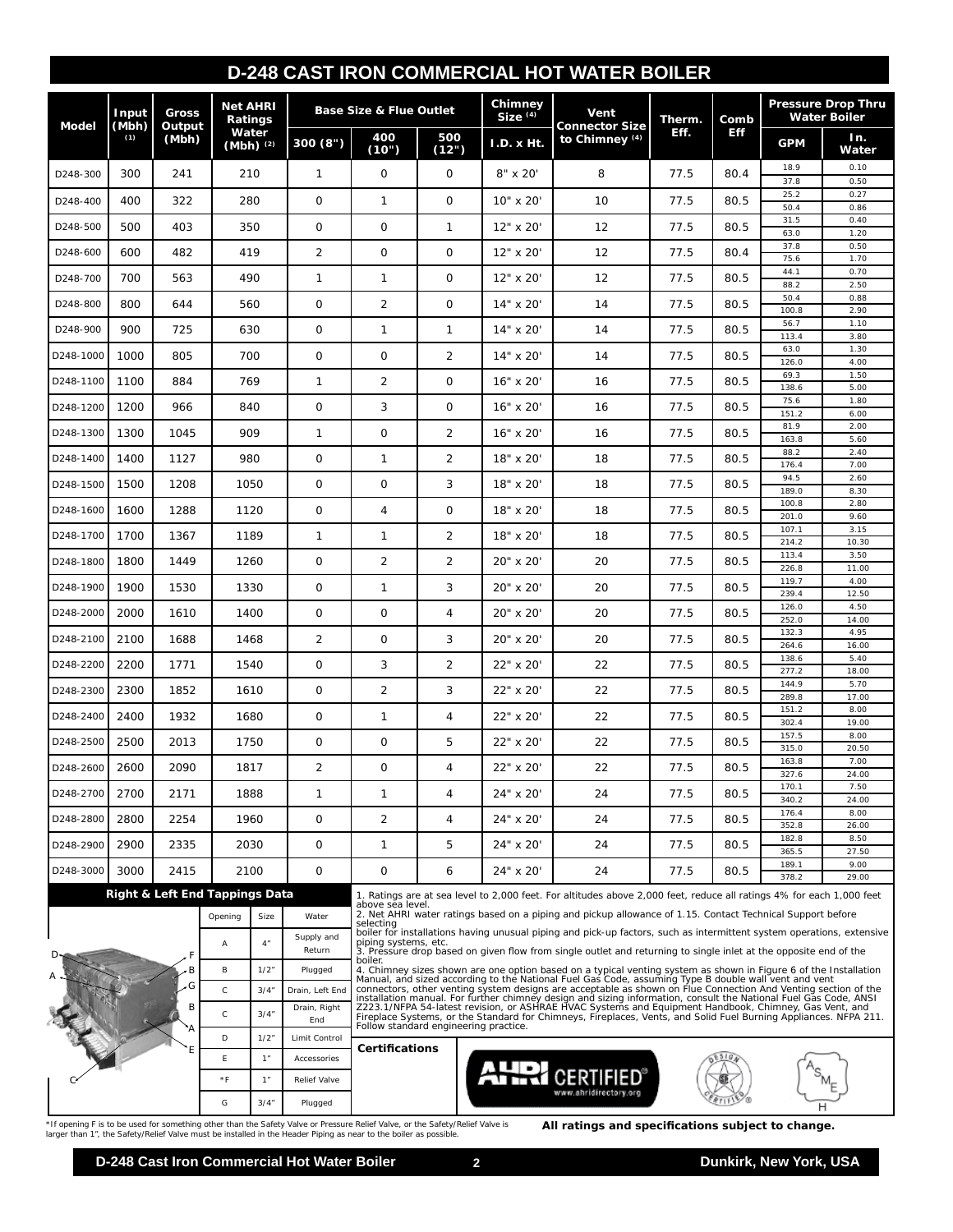# D-248 CAST IRON COMMERCIAL HOT WATER BOILER

| Model | Input (Mbh) (1) | Gross Output (Mbh) | Net AHRI Ratings Water (Mbh) (2) | Base Size & Flue Outlet | | | Chimney Size (4) | Vent Connector Size to Chimney (4) | Therm. Eff. | Comb Eff | Pressure Drop Thru Water Boiler | |
|---|---|---|---|---|---|---|---|---|---|---|---|---|
| | | | | 300 (8") | 400 (10") | 500 (12") | I.D. x Ht. | | | | GPM | In. Water |
| D248-300 | 300 | 241 | 210 | 1 | 0 | 0 | 8" x 20' | 8 | 77.5 | 80.4 | 18.9<br>37.8 | 0.10<br>0.50 |
| D248-400 | 400 | 322 | 280 | 0 | 1 | 0 | 10" x 20' | 10 | 77.5 | 80.5 | 25.2<br>50.4 | 0.27<br>0.86 |
| D248-500 | 500 | 403 | 350 | 0 | 0 | 1 | 12" x 20' | 12 | 77.5 | 80.5 | 31.5<br>63.0 | 0.40<br>1.20 |
| D248-600 | 600 | 482 | 419 | 2 | 0 | 0 | 12" x 20' | 12 | 77.5 | 80.4 | 37.8<br>75.6 | 0.50<br>1.70 |
| D248-700 | 700 | 563 | 490 | 1 | 1 | 0 | 12" x 20' | 12 | 77.5 | 80.5 | 44.1<br>88.2 | 0.70<br>2.50 |
| D248-800 | 800 | 644 | 560 | 0 | 2 | 0 | 14" x 20' | 14 | 77.5 | 80.5 | 50.4<br>100.8 | 0.88<br>2.90 |
| D248-900 | 900 | 725 | 630 | 0 | 1 | 1 | 14" x 20' | 14 | 77.5 | 80.5 | 56.7<br>113.4 | 1.10<br>3.80 |
| D248-1000 | 1000 | 805 | 700 | 0 | 0 | 2 | 14" x 20' | 14 | 77.5 | 80.5 | 63.0<br>126.0 | 1.30<br>4.00 |
| D248-1100 | 1100 | 884 | 769 | 1 | 2 | 0 | 16" x 20' | 16 | 77.5 | 80.5 | 69.3<br>138.6 | 1.50<br>5.00 |
| D248-1200 | 1200 | 966 | 840 | 0 | 3 | 0 | 16" x 20' | 16 | 77.5 | 80.5 | 75.6<br>151.2 | 1.80<br>6.00 |
| D248-1300 | 1300 | 1045 | 909 | 1 | 0 | 2 | 16" x 20' | 16 | 77.5 | 80.5 | 81.9<br>163.8 | 2.00<br>5.60 |
| D248-1400 | 1400 | 1127 | 980 | 0 | 1 | 2 | 18" x 20' | 18 | 77.5 | 80.5 | 88.2<br>176.4 | 2.40<br>7.00 |
| D248-1500 | 1500 | 1208 | 1050 | 0 | 0 | 3 | 18" x 20' | 18 | 77.5 | 80.5 | 94.5<br>189.0 | 2.60<br>8.30 |
| D248-1600 | 1600 | 1288 | 1120 | 0 | 4 | 0 | 18" x 20' | 18 | 77.5 | 80.5 | 100.8<br>201.0 | 2.80<br>9.60 |
| D248-1700 | 1700 | 1367 | 1189 | 1 | 1 | 2 | 18" x 20' | 18 | 77.5 | 80.5 | 107.1<br>214.2 | 3.15<br>10.30 |
| D248-1800 | 1800 | 1449 | 1260 | 0 | 2 | 2 | 20" x 20' | 20 | 77.5 | 80.5 | 113.4<br>226.8 | 3.50<br>11.00 |
| D248-1900 | 1900 | 1530 | 1330 | 0 | 1 | 3 | 20" x 20' | 20 | 77.5 | 80.5 | 119.7<br>239.4 | 4.00<br>12.50 |
| D248-2000 | 2000 | 1610 | 1400 | 0 | 0 | 4 | 20" x 20' | 20 | 77.5 | 80.5 | 126.0<br>252.0 | 4.50<br>14.00 |
| D248-2100 | 2100 | 1688 | 1468 | 2 | 0 | 3 | 20" x 20' | 20 | 77.5 | 80.5 | 132.3<br>264.6 | 4.95<br>16.00 |
| D248-2200 | 2200 | 1771 | 1540 | 0 | 3 | 2 | 22" x 20' | 22 | 77.5 | 80.5 | 138.6<br>277.2 | 5.40<br>18.00 |
| D248-2300 | 2300 | 1852 | 1610 | 0 | 2 | 3 | 22" x 20' | 22 | 77.5 | 80.5 | 144.9<br>289.8 | 5.70<br>17.00 |
| D248-2400 | 2400 | 1932 | 1680 | 0 | 1 | 4 | 22" x 20' | 22 | 77.5 | 80.5 | 151.2<br>302.4 | 8.00<br>19.00 |
| D248-2500 | 2500 | 2013 | 1750 | 0 | 0 | 5 | 22" x 20' | 22 | 77.5 | 80.5 | 157.5<br>315.0 | 8.00<br>20.50 |
| D248-2600 | 2600 | 2090 | 1817 | 2 | 0 | 4 | 22" x 20' | 22 | 77.5 | 80.5 | 163.8<br>327.6 | 7.00<br>24.00 |
| D248-2700 | 2700 | 2171 | 1888 | 1 | 1 | 4 | 24" x 20' | 24 | 77.5 | 80.5 | 170.1<br>340.2 | 7.50<br>24.00 |
| D248-2800 | 2800 | 2254 | 1960 | 0 | 2 | 4 | 24" x 20' | 24 | 77.5 | 80.5 | 176.4<br>352.8 | 8.00<br>26.00 |
| D248-2900 | 2900 | 2335 | 2030 | 0 | 1 | 5 | 24" x 20' | 24 | 77.5 | 80.5 | 182.8<br>365.5 | 8.50<br>27.50 |
| D248-3000 | 3000 | 2415 | 2100 | 0 | 0 | 6 | 24" x 20' | 24 | 77.5 | 80.5 | 189.1<br>378.2 | 9.00<br>29.00 |

## Right & Left End Tappings Data

| Opening | Size | Water |
|---|---|---|
| A | 4" | Supply and Return |
| B | 1/2" | Plugged |
| C | 3/4" | Drain, Left End |
| C | 3/4" | Drain, Right End |
| D | 1/2" | Limit Control |
| E | 1" | Accessories |
| *F | 1" | Relief Valve |
| G | 3/4" | Plugged |

1. Ratings are at sea level to 2,000 feet. For altitudes above 2,000 feet, reduce all ratings 4% for each 1,000 feet above sea level.
2. Net AHRI water ratings based on a piping and pickup allowance of 1.15. Contact Technical Support before selecting boiler for installations having unusual piping and pick-up factors, such as intermittent system operations, extensive piping systems, etc.
3. Pressure drop based on given flow from single outlet and returning to single inlet at the opposite end of the boiler.
4. Chimney sizes shown are one option based on a typical venting system as shown in Figure 6 of the Installation Manual, and sized according to the National Fuel Gas Code, assuming Type B double wall vent and vent connectors, other venting system designs are acceptable as shown on Flue Connection And Venting section of the installation manual. For further chimney design and sizing information, consult the National Fuel Gas Code, ANSI Z223.1/NFPA 54-latest revision, or ASHRAE HVAC Systems and Equipment Handbook, Chimney, Gas Vent, and Fireplace Systems, or the Standard for Chimneys, Fireplaces, Vents, and Solid Fuel Burning Appliances. NFPA 211. Follow standard engineering practice.

**Certifications**

AHRI CERTIFIED® www.ahridirectory.org

*If opening F is to be used for something other than the Safety Valve or Pressure Relief Valve, or the Safety/Relief Valve is larger than 1", the Safety/Relief Valve must be installed in the Header Piping as near to the boiler as possible.

**All ratings and specifications subject to change.**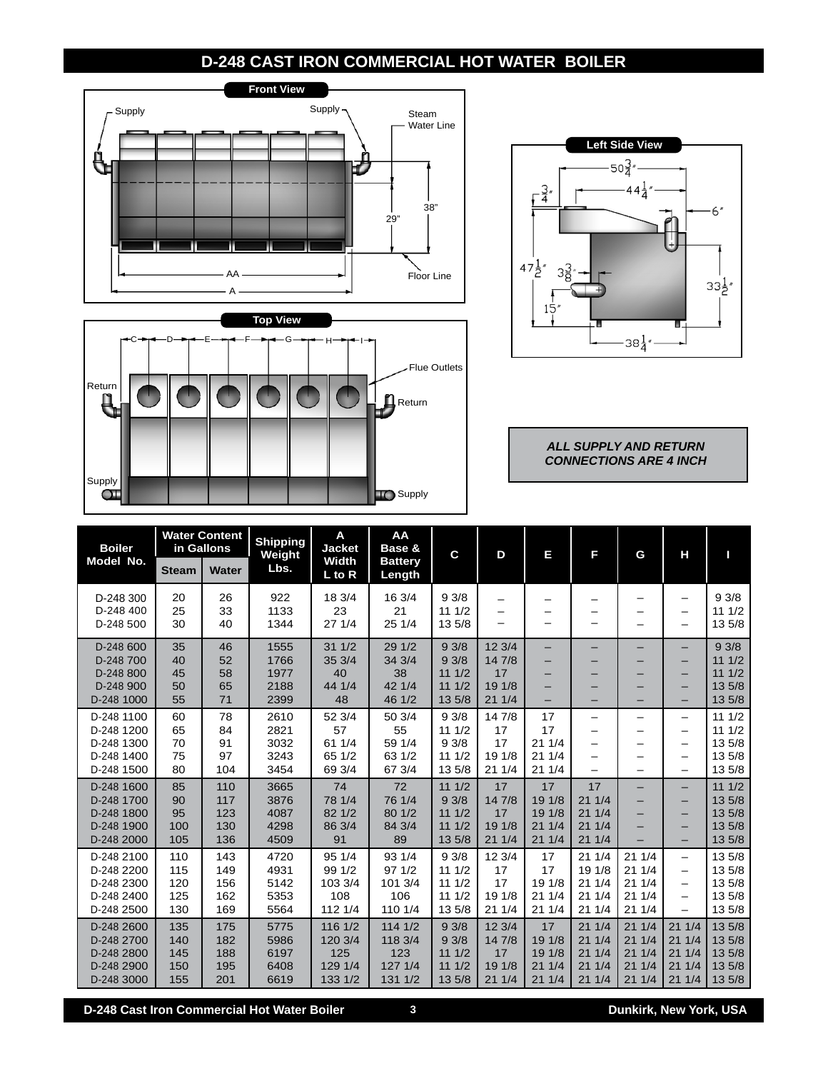# D-248 CAST IRON COMMERCIAL HOT WATER BOILER

**Front View**

Supply — Supply — Steam Water Line — 38" — 29" — AA — A — Floor Line

**Left Side View**

$50\frac{3}{4}$" — $44\frac{1}{4}$" — $\frac{3}{4}$" — 6" — $47\frac{1}{2}$" — $3\frac{3}{8}$" — $33\frac{1}{2}$" — 15" — $38\frac{1}{4}$"

**Top View**

C — D — E — F — G — H — I — Flue Outlets — Return — Return — Supply — Supply

***ALL SUPPLY AND RETURN CONNECTIONS ARE 4 INCH***

| Boiler Model No. | Water Content in Gallons | | Shipping Weight Lbs. | A Jacket Width L to R | AA Base & Battery Length | C | D | E | F | G | H | I |
|---|---|---|---|---|---|---|---|---|---|---|---|---|
| | Steam | Water | | | | | | | | | | |
| D-248 300 | 20 | 26 | 922 | 18 3/4 | 16 3/4 | 9 3/8 | – | – | – | – | – | 9 3/8 |
| D-248 400 | 25 | 33 | 1133 | 23 | 21 | 11 1/2 | – | – | – | – | – | 11 1/2 |
| D-248 500 | 30 | 40 | 1344 | 27 1/4 | 25 1/4 | 13 5/8 | – | – | – | – | – | 13 5/8 |
| D-248 600 | 35 | 46 | 1555 | 31 1/2 | 29 1/2 | 9 3/8 | 12 3/4 | – | – | – | – | 9 3/8 |
| D-248 700 | 40 | 52 | 1766 | 35 3/4 | 34 3/4 | 9 3/8 | 14 7/8 | – | – | – | – | 11 1/2 |
| D-248 800 | 45 | 58 | 1977 | 40 | 38 | 11 1/2 | 17 | – | – | – | – | 11 1/2 |
| D-248 900 | 50 | 65 | 2188 | 44 1/4 | 42 1/4 | 11 1/2 | 19 1/8 | – | – | – | – | 13 5/8 |
| D-248 1000 | 55 | 71 | 2399 | 48 | 46 1/2 | 13 5/8 | 21 1/4 | – | – | – | – | 13 5/8 |
| D-248 1100 | 60 | 78 | 2610 | 52 3/4 | 50 3/4 | 9 3/8 | 14 7/8 | 17 | – | – | – | 11 1/2 |
| D-248 1200 | 65 | 84 | 2821 | 57 | 55 | 11 1/2 | 17 | 17 | – | – | – | 11 1/2 |
| D-248 1300 | 70 | 91 | 3032 | 61 1/4 | 59 1/4 | 9 3/8 | 17 | 21 1/4 | – | – | – | 13 5/8 |
| D-248 1400 | 75 | 97 | 3243 | 65 1/2 | 63 1/2 | 11 1/2 | 19 1/8 | 21 1/4 | – | – | – | 13 5/8 |
| D-248 1500 | 80 | 104 | 3454 | 69 3/4 | 67 3/4 | 13 5/8 | 21 1/4 | 21 1/4 | – | – | – | 13 5/8 |
| D-248 1600 | 85 | 110 | 3665 | 74 | 72 | 11 1/2 | 17 | 17 | 17 | – | – | 11 1/2 |
| D-248 1700 | 90 | 117 | 3876 | 78 1/4 | 76 1/4 | 9 3/8 | 14 7/8 | 19 1/8 | 21 1/4 | – | – | 13 5/8 |
| D-248 1800 | 95 | 123 | 4087 | 82 1/2 | 80 1/2 | 11 1/2 | 17 | 19 1/8 | 21 1/4 | – | – | 13 5/8 |
| D-248 1900 | 100 | 130 | 4298 | 86 3/4 | 84 3/4 | 11 1/2 | 19 1/8 | 21 1/4 | 21 1/4 | – | – | 13 5/8 |
| D-248 2000 | 105 | 136 | 4509 | 91 | 89 | 13 5/8 | 21 1/4 | 21 1/4 | 21 1/4 | – | – | 13 5/8 |
| D-248 2100 | 110 | 143 | 4720 | 95 1/4 | 93 1/4 | 9 3/8 | 12 3/4 | 17 | 21 1/4 | 21 1/4 | – | 13 5/8 |
| D-248 2200 | 115 | 149 | 4931 | 99 1/2 | 97 1/2 | 11 1/2 | 17 | 17 | 19 1/8 | 21 1/4 | – | 13 5/8 |
| D-248 2300 | 120 | 156 | 5142 | 103 3/4 | 101 3/4 | 11 1/2 | 17 | 19 1/8 | 21 1/4 | 21 1/4 | – | 13 5/8 |
| D-248 2400 | 125 | 162 | 5353 | 108 | 106 | 11 1/2 | 19 1/8 | 21 1/4 | 21 1/4 | 21 1/4 | – | 13 5/8 |
| D-248 2500 | 130 | 169 | 5564 | 112 1/4 | 110 1/4 | 13 5/8 | 21 1/4 | 21 1/4 | 21 1/4 | 21 1/4 | – | 13 5/8 |
| D-248 2600 | 135 | 175 | 5775 | 116 1/2 | 114 1/2 | 9 3/8 | 12 3/4 | 17 | 21 1/4 | 21 1/4 | 21 1/4 | 13 5/8 |
| D-248 2700 | 140 | 182 | 5986 | 120 3/4 | 118 3/4 | 9 3/8 | 14 7/8 | 19 1/8 | 21 1/4 | 21 1/4 | 21 1/4 | 13 5/8 |
| D-248 2800 | 145 | 188 | 6197 | 125 | 123 | 11 1/2 | 17 | 19 1/8 | 21 1/4 | 21 1/4 | 21 1/4 | 13 5/8 |
| D-248 2900 | 150 | 195 | 6408 | 129 1/4 | 127 1/4 | 11 1/2 | 19 1/8 | 21 1/4 | 21 1/4 | 21 1/4 | 21 1/4 | 13 5/8 |
| D-248 3000 | 155 | 201 | 6619 | 133 1/2 | 131 1/2 | 13 5/8 | 21 1/4 | 21 1/4 | 21 1/4 | 21 1/4 | 21 1/4 | 13 5/8 |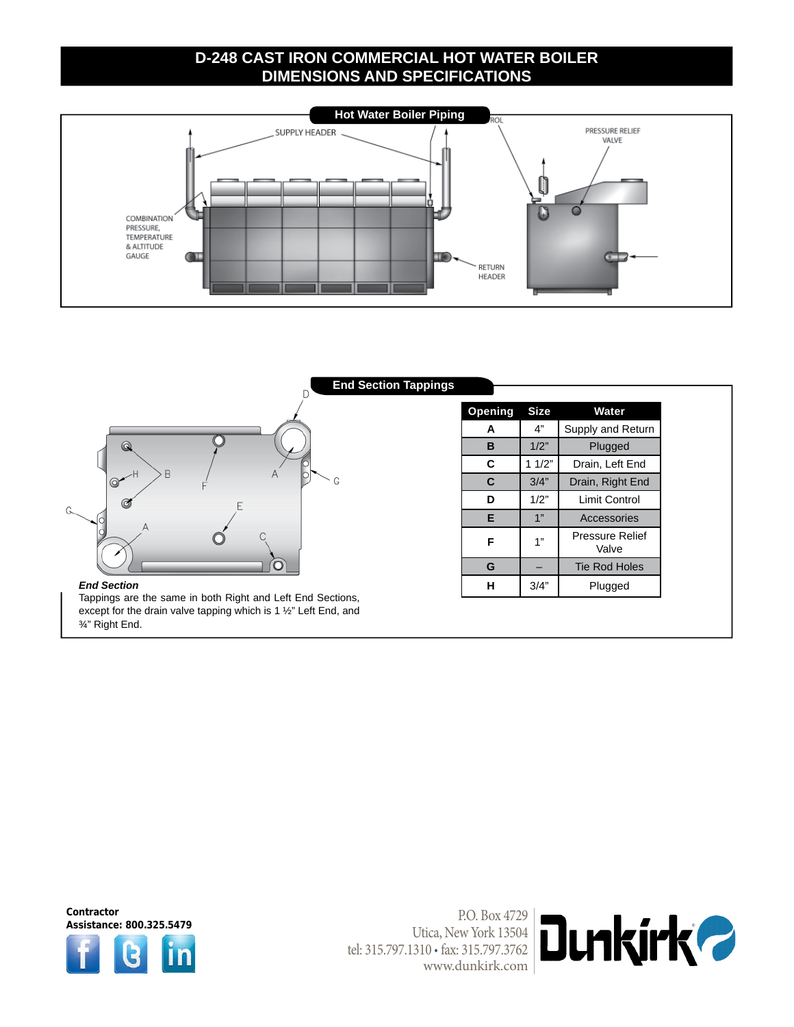# D-248 CAST IRON COMMERCIAL HOT WATER BOILER DIMENSIONS AND SPECIFICATIONS

## Hot Water Boiler Piping

SUPPLY HEADER

ROL

PRESSURE RELIEF VALVE

COMBINATION PRESSURE, TEMPERATURE & ALTITUDE GAUGE

RETURN HEADER

## End Section Tappings

D

H B F A G

G

E

A

C

*End Section*

Tappings are the same in both Right and Left End Sections, except for the drain valve tapping which is 1 ½" Left End, and ¾" Right End.

| Opening | Size | Water |
|---|---|---|
| A | 4" | Supply and Return |
| B | 1/2" | Plugged |
| C | 1 1/2" | Drain, Left End |
| C | 3/4" | Drain, Right End |
| D | 1/2" | Limit Control |
| E | 1" | Accessories |
| F | 1" | Pressure Relief Valve |
| G | – | Tie Rod Holes |
| H | 3/4" | Plugged |

**Contractor Assistance: 800.325.5479**

P.O. Box 4729
Utica, New York 13504
tel: 315.797.1310 • fax: 315.797.3762
www.dunkirk.com

Dunkirk